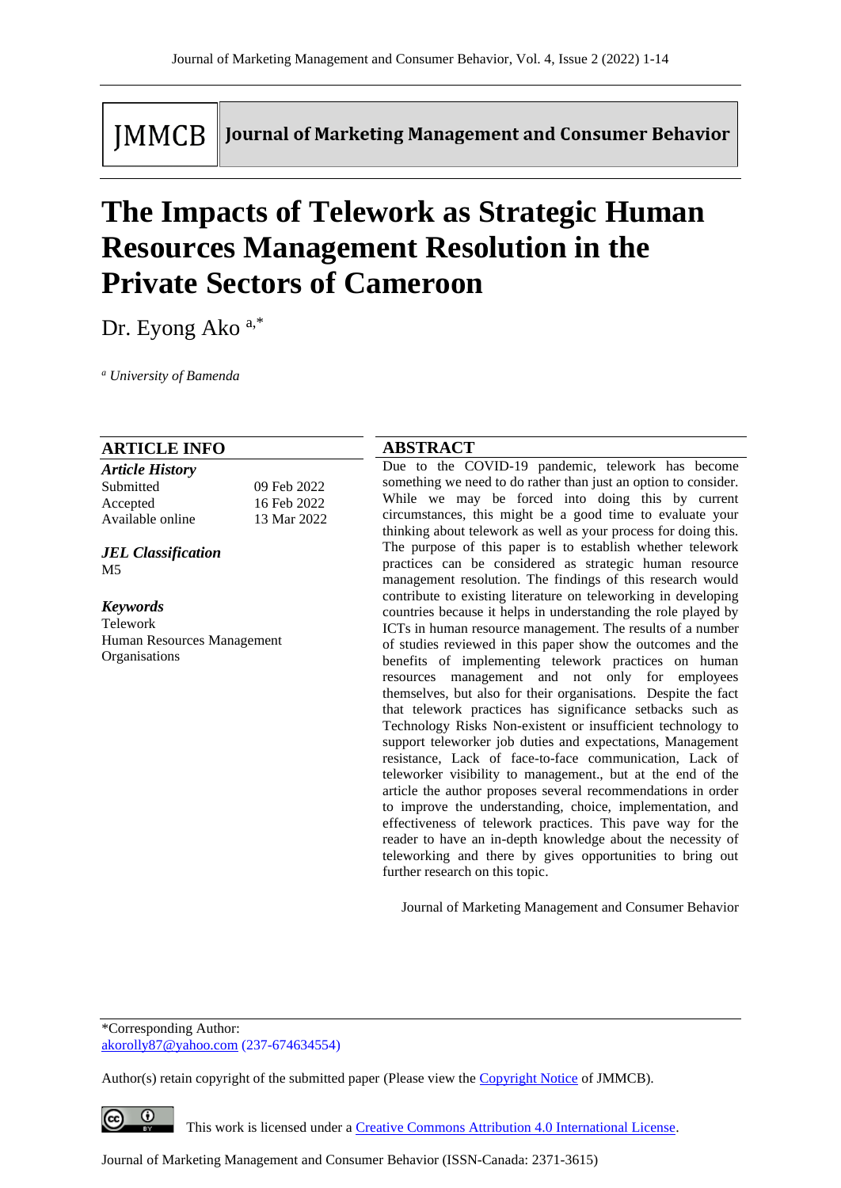JMMCB | Journal of Marketing Management and Consumer Behavior

# The Impacts of Telework as Strategic Human Resources Management Resolution in the Private Sectors of Cameroon

Dr. Eyong Ako [a,*]

[a] *University of Bamenda*

## ARTICLE INFO

***Article History***

| | |
|---|---|
| Submitted | 09 Feb 2022 |
| Accepted | 16 Feb 2022 |
| Available online | 13 Mar 2022 |

***JEL Classification***

M5

***Keywords***

Telework
Human Resources Management
Organisations

## ABSTRACT

Due to the COVID-19 pandemic, telework has become something we need to do rather than just an option to consider. While we may be forced into doing this by current circumstances, this might be a good time to evaluate your thinking about telework as well as your process for doing this. The purpose of this paper is to establish whether telework practices can be considered as strategic human resource management resolution. The findings of this research would contribute to existing literature on teleworking in developing countries because it helps in understanding the role played by ICTs in human resource management. The results of a number of studies reviewed in this paper show the outcomes and the benefits of implementing telework practices on human resources management and not only for employees themselves, but also for their organisations. Despite the fact that telework practices has significance setbacks such as Technology Risks Non-existent or insufficient technology to support teleworker job duties and expectations, Management resistance, Lack of face-to-face communication, Lack of teleworker visibility to management., but at the end of the article the author proposes several recommendations in order to improve the understanding, choice, implementation, and effectiveness of telework practices. This pave way for the reader to have an in-depth knowledge about the necessity of teleworking and there by gives opportunities to bring out further research on this topic.

Journal of Marketing Management and Consumer Behavior

---

*Corresponding Author:
akorolly87@yahoo.com (237-674634554)

Author(s) retain copyright of the submitted paper (Please view the Copyright Notice of JMMCB).

This work is licensed under a Creative Commons Attribution 4.0 International License.

Journal of Marketing Management and Consumer Behavior (ISSN-Canada: 2371-3615)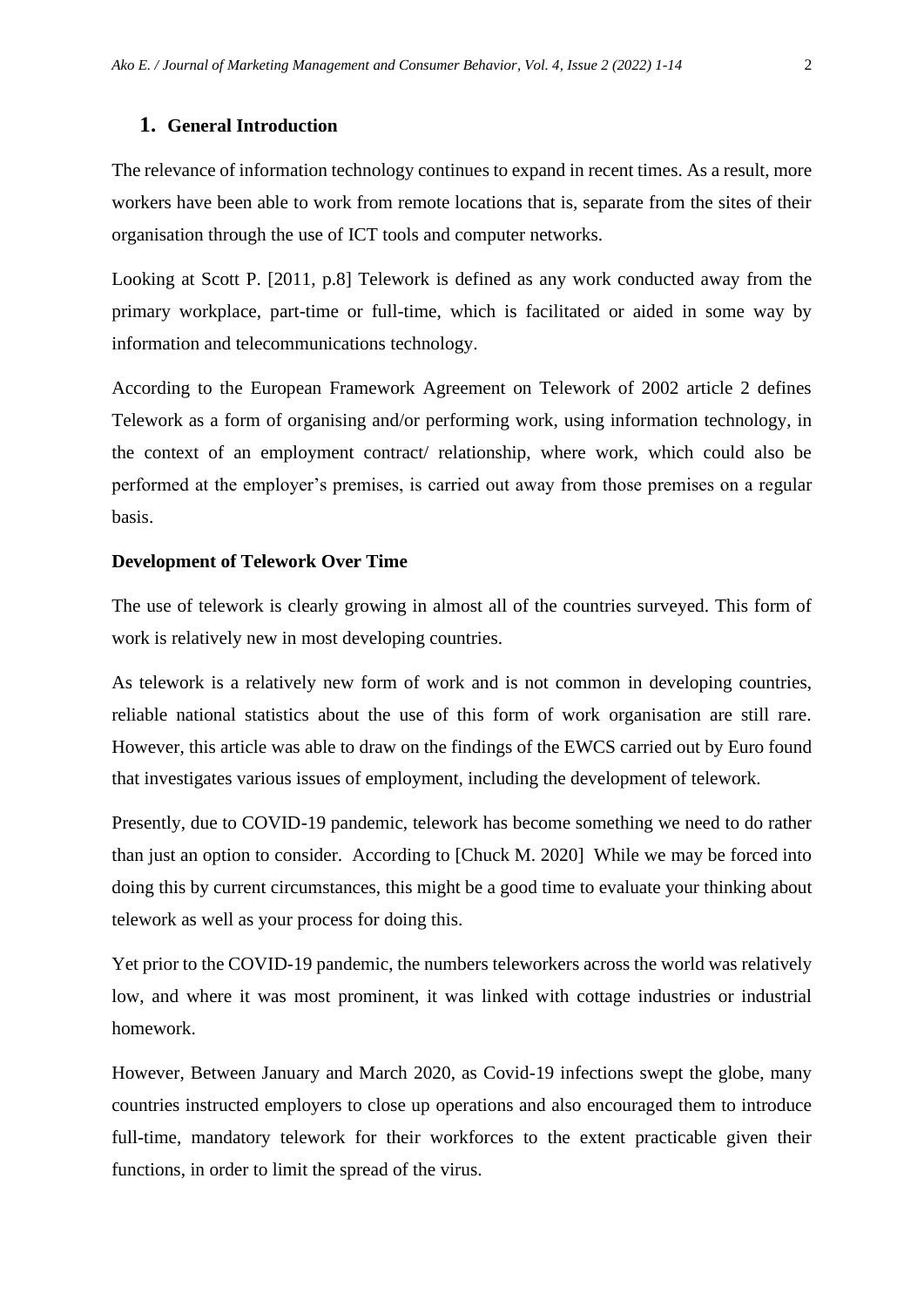# 1. General Introduction

The relevance of information technology continues to expand in recent times. As a result, more workers have been able to work from remote locations that is, separate from the sites of their organisation through the use of ICT tools and computer networks.

Looking at Scott P. [2011, p.8] Telework is defined as any work conducted away from the primary workplace, part-time or full-time, which is facilitated or aided in some way by information and telecommunications technology.

According to the European Framework Agreement on Telework of 2002 article 2 defines Telework as a form of organising and/or performing work, using information technology, in the context of an employment contract/ relationship, where work, which could also be performed at the employer's premises, is carried out away from those premises on a regular basis.

**Development of Telework Over Time**

The use of telework is clearly growing in almost all of the countries surveyed. This form of work is relatively new in most developing countries.

As telework is a relatively new form of work and is not common in developing countries, reliable national statistics about the use of this form of work organisation are still rare. However, this article was able to draw on the findings of the EWCS carried out by Euro found that investigates various issues of employment, including the development of telework.

Presently, due to COVID-19 pandemic, telework has become something we need to do rather than just an option to consider. According to [Chuck M. 2020] While we may be forced into doing this by current circumstances, this might be a good time to evaluate your thinking about telework as well as your process for doing this.

Yet prior to the COVID-19 pandemic, the numbers teleworkers across the world was relatively low, and where it was most prominent, it was linked with cottage industries or industrial homework.

However, Between January and March 2020, as Covid-19 infections swept the globe, many countries instructed employers to close up operations and also encouraged them to introduce full-time, mandatory telework for their workforces to the extent practicable given their functions, in order to limit the spread of the virus.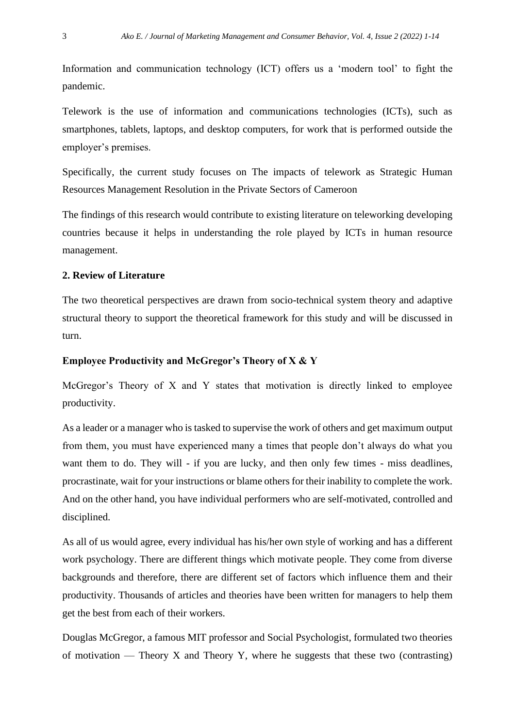Information and communication technology (ICT) offers us a 'modern tool' to fight the pandemic.

Telework is the use of information and communications technologies (ICTs), such as smartphones, tablets, laptops, and desktop computers, for work that is performed outside the employer's premises.

Specifically, the current study focuses on The impacts of telework as Strategic Human Resources Management Resolution in the Private Sectors of Cameroon

The findings of this research would contribute to existing literature on teleworking developing countries because it helps in understanding the role played by ICTs in human resource management.

## 2. Review of Literature

The two theoretical perspectives are drawn from socio-technical system theory and adaptive structural theory to support the theoretical framework for this study and will be discussed in turn.

### Employee Productivity and McGregor's Theory of X & Y

McGregor's Theory of X and Y states that motivation is directly linked to employee productivity.

As a leader or a manager who is tasked to supervise the work of others and get maximum output from them, you must have experienced many a times that people don't always do what you want them to do. They will - if you are lucky, and then only few times - miss deadlines, procrastinate, wait for your instructions or blame others for their inability to complete the work. And on the other hand, you have individual performers who are self-motivated, controlled and disciplined.

As all of us would agree, every individual has his/her own style of working and has a different work psychology. There are different things which motivate people. They come from diverse backgrounds and therefore, there are different set of factors which influence them and their productivity. Thousands of articles and theories have been written for managers to help them get the best from each of their workers.

Douglas McGregor, a famous MIT professor and Social Psychologist, formulated two theories of motivation — Theory X and Theory Y, where he suggests that these two (contrasting)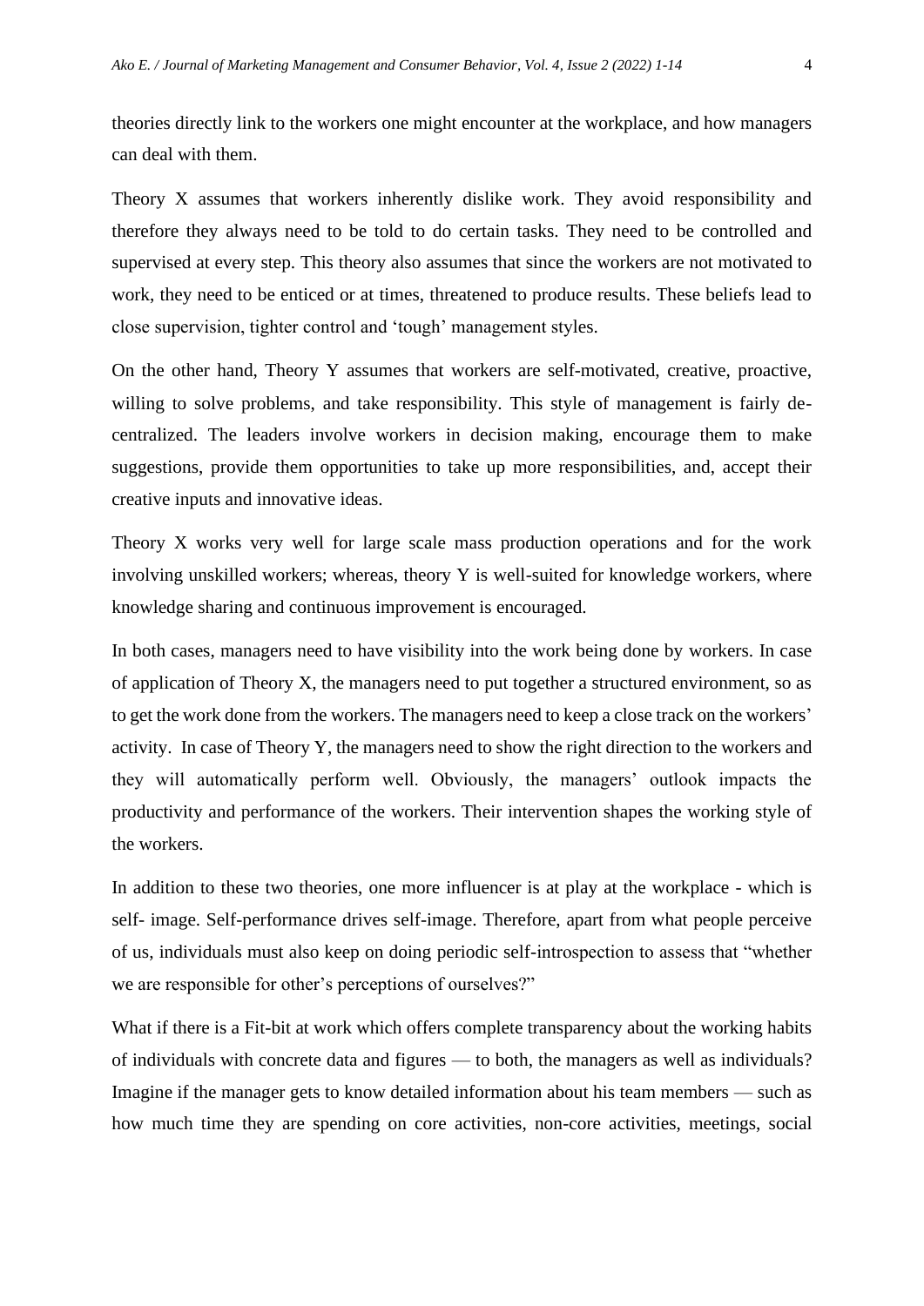theories directly link to the workers one might encounter at the workplace, and how managers can deal with them.

Theory X assumes that workers inherently dislike work. They avoid responsibility and therefore they always need to be told to do certain tasks. They need to be controlled and supervised at every step. This theory also assumes that since the workers are not motivated to work, they need to be enticed or at times, threatened to produce results. These beliefs lead to close supervision, tighter control and 'tough' management styles.

On the other hand, Theory Y assumes that workers are self-motivated, creative, proactive, willing to solve problems, and take responsibility. This style of management is fairly de-centralized. The leaders involve workers in decision making, encourage them to make suggestions, provide them opportunities to take up more responsibilities, and, accept their creative inputs and innovative ideas.

Theory X works very well for large scale mass production operations and for the work involving unskilled workers; whereas, theory Y is well-suited for knowledge workers, where knowledge sharing and continuous improvement is encouraged.

In both cases, managers need to have visibility into the work being done by workers. In case of application of Theory X, the managers need to put together a structured environment, so as to get the work done from the workers. The managers need to keep a close track on the workers' activity. In case of Theory Y, the managers need to show the right direction to the workers and they will automatically perform well. Obviously, the managers' outlook impacts the productivity and performance of the workers. Their intervention shapes the working style of the workers.

In addition to these two theories, one more influencer is at play at the workplace - which is self- image. Self-performance drives self-image. Therefore, apart from what people perceive of us, individuals must also keep on doing periodic self-introspection to assess that "whether we are responsible for other's perceptions of ourselves?"

What if there is a Fit-bit at work which offers complete transparency about the working habits of individuals with concrete data and figures — to both, the managers as well as individuals? Imagine if the manager gets to know detailed information about his team members — such as how much time they are spending on core activities, non-core activities, meetings, social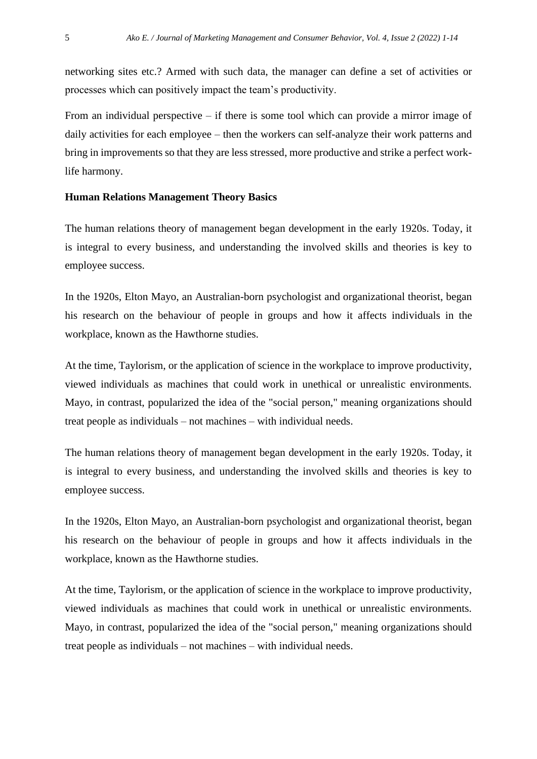networking sites etc.? Armed with such data, the manager can define a set of activities or processes which can positively impact the team's productivity.

From an individual perspective – if there is some tool which can provide a mirror image of daily activities for each employee – then the workers can self-analyze their work patterns and bring in improvements so that they are less stressed, more productive and strike a perfect work-life harmony.

**Human Relations Management Theory Basics**

The human relations theory of management began development in the early 1920s. Today, it is integral to every business, and understanding the involved skills and theories is key to employee success.

In the 1920s, Elton Mayo, an Australian-born psychologist and organizational theorist, began his research on the behaviour of people in groups and how it affects individuals in the workplace, known as the Hawthorne studies.

At the time, Taylorism, or the application of science in the workplace to improve productivity, viewed individuals as machines that could work in unethical or unrealistic environments. Mayo, in contrast, popularized the idea of the "social person," meaning organizations should treat people as individuals – not machines – with individual needs.

The human relations theory of management began development in the early 1920s. Today, it is integral to every business, and understanding the involved skills and theories is key to employee success.

In the 1920s, Elton Mayo, an Australian-born psychologist and organizational theorist, began his research on the behaviour of people in groups and how it affects individuals in the workplace, known as the Hawthorne studies.

At the time, Taylorism, or the application of science in the workplace to improve productivity, viewed individuals as machines that could work in unethical or unrealistic environments. Mayo, in contrast, popularized the idea of the "social person," meaning organizations should treat people as individuals – not machines – with individual needs.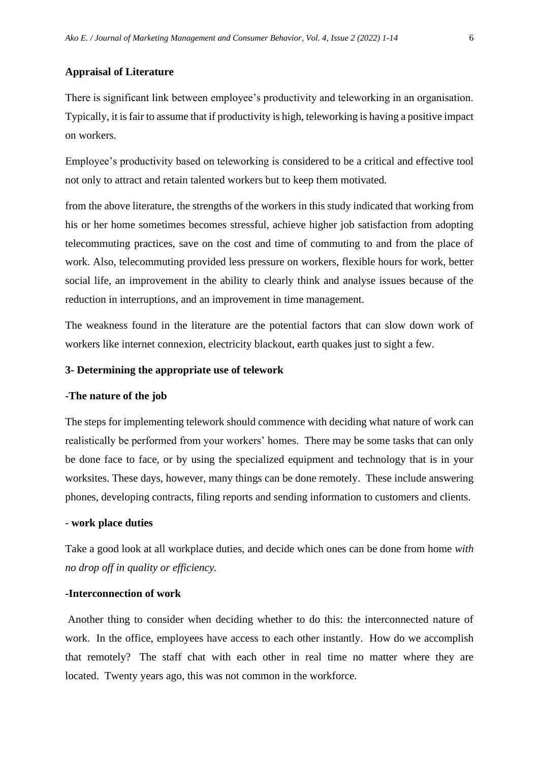**Appraisal of Literature**

There is significant link between employee's productivity and teleworking in an organisation. Typically, it is fair to assume that if productivity is high, teleworking is having a positive impact on workers.

Employee's productivity based on teleworking is considered to be a critical and effective tool not only to attract and retain talented workers but to keep them motivated.

from the above literature, the strengths of the workers in this study indicated that working from his or her home sometimes becomes stressful, achieve higher job satisfaction from adopting telecommuting practices, save on the cost and time of commuting to and from the place of work. Also, telecommuting provided less pressure on workers, flexible hours for work, better social life, an improvement in the ability to clearly think and analyse issues because of the reduction in interruptions, and an improvement in time management.

The weakness found in the literature are the potential factors that can slow down work of workers like internet connexion, electricity blackout, earth quakes just to sight a few.

**3- Determining the appropriate use of telework**

**-The nature of the job**

The steps for implementing telework should commence with deciding what nature of work can realistically be performed from your workers' homes. There may be some tasks that can only be done face to face, or by using the specialized equipment and technology that is in your worksites. These days, however, many things can be done remotely. These include answering phones, developing contracts, filing reports and sending information to customers and clients.

**- work place duties**

Take a good look at all workplace duties, and decide which ones can be done from home *with no drop off in quality or efficiency.*

**-Interconnection of work**

Another thing to consider when deciding whether to do this: the interconnected nature of work. In the office, employees have access to each other instantly. How do we accomplish that remotely? The staff chat with each other in real time no matter where they are located. Twenty years ago, this was not common in the workforce.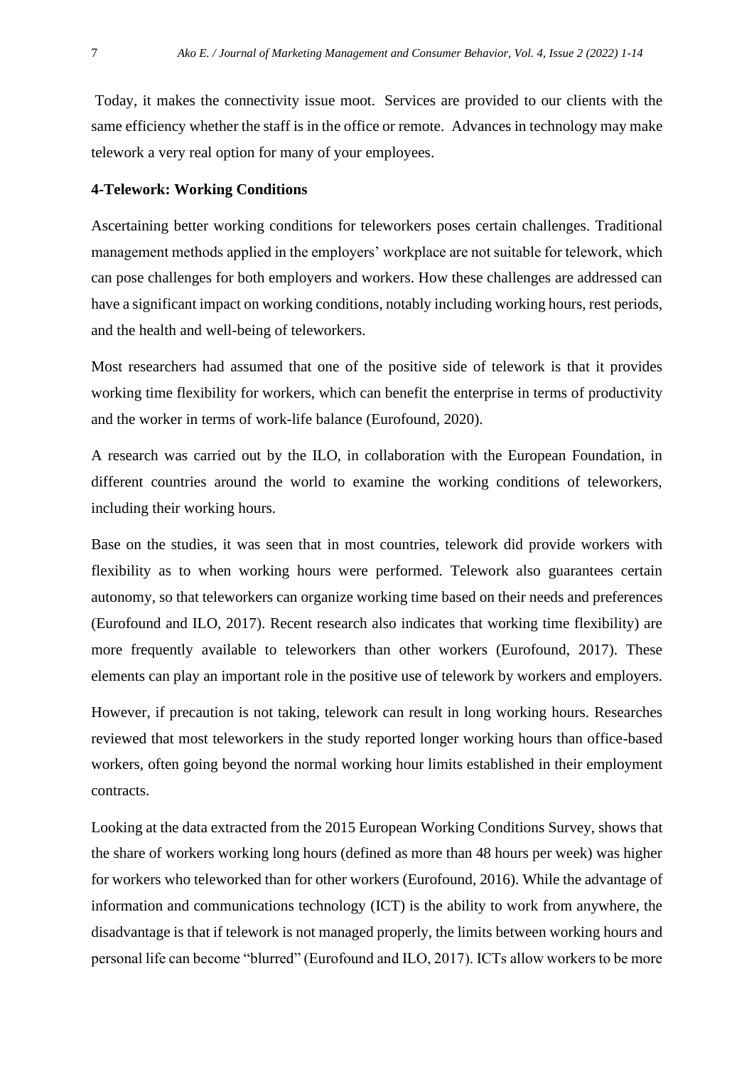Today, it makes the connectivity issue moot. Services are provided to our clients with the same efficiency whether the staff is in the office or remote. Advances in technology may make telework a very real option for many of your employees.

## 4-Telework: Working Conditions

Ascertaining better working conditions for teleworkers poses certain challenges. Traditional management methods applied in the employers' workplace are not suitable for telework, which can pose challenges for both employers and workers. How these challenges are addressed can have a significant impact on working conditions, notably including working hours, rest periods, and the health and well-being of teleworkers.

Most researchers had assumed that one of the positive side of telework is that it provides working time flexibility for workers, which can benefit the enterprise in terms of productivity and the worker in terms of work-life balance (Eurofound, 2020).

A research was carried out by the ILO, in collaboration with the European Foundation, in different countries around the world to examine the working conditions of teleworkers, including their working hours.

Base on the studies, it was seen that in most countries, telework did provide workers with flexibility as to when working hours were performed. Telework also guarantees certain autonomy, so that teleworkers can organize working time based on their needs and preferences (Eurofound and ILO, 2017). Recent research also indicates that working time flexibility) are more frequently available to teleworkers than other workers (Eurofound, 2017). These elements can play an important role in the positive use of telework by workers and employers.

However, if precaution is not taking, telework can result in long working hours. Researches reviewed that most teleworkers in the study reported longer working hours than office-based workers, often going beyond the normal working hour limits established in their employment contracts.

Looking at the data extracted from the 2015 European Working Conditions Survey, shows that the share of workers working long hours (defined as more than 48 hours per week) was higher for workers who teleworked than for other workers (Eurofound, 2016). While the advantage of information and communications technology (ICT) is the ability to work from anywhere, the disadvantage is that if telework is not managed properly, the limits between working hours and personal life can become "blurred" (Eurofound and ILO, 2017). ICTs allow workers to be more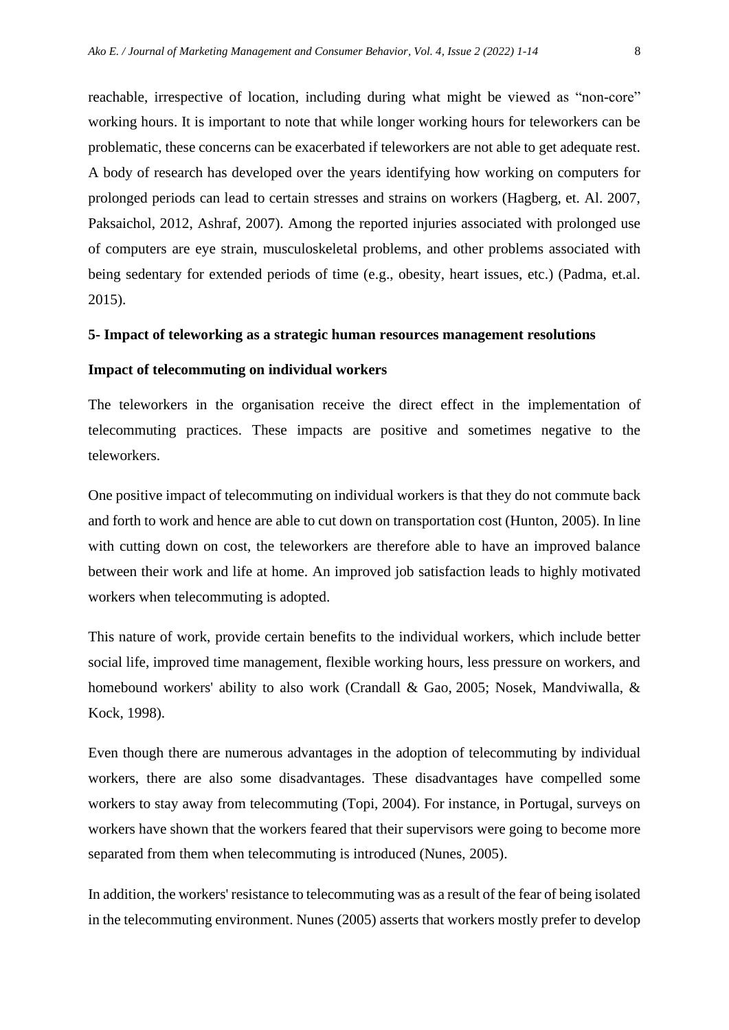reachable, irrespective of location, including during what might be viewed as "non-core" working hours. It is important to note that while longer working hours for teleworkers can be problematic, these concerns can be exacerbated if teleworkers are not able to get adequate rest. A body of research has developed over the years identifying how working on computers for prolonged periods can lead to certain stresses and strains on workers (Hagberg, et. Al. 2007, Paksaichol, 2012, Ashraf, 2007). Among the reported injuries associated with prolonged use of computers are eye strain, musculoskeletal problems, and other problems associated with being sedentary for extended periods of time (e.g., obesity, heart issues, etc.) (Padma, et.al. 2015).

## 5- Impact of teleworking as a strategic human resources management resolutions

### Impact of telecommuting on individual workers

The teleworkers in the organisation receive the direct effect in the implementation of telecommuting practices. These impacts are positive and sometimes negative to the teleworkers.

One positive impact of telecommuting on individual workers is that they do not commute back and forth to work and hence are able to cut down on transportation cost (Hunton, 2005). In line with cutting down on cost, the teleworkers are therefore able to have an improved balance between their work and life at home. An improved job satisfaction leads to highly motivated workers when telecommuting is adopted.

This nature of work, provide certain benefits to the individual workers, which include better social life, improved time management, flexible working hours, less pressure on workers, and homebound workers' ability to also work (Crandall & Gao, 2005; Nosek, Mandviwalla, & Kock, 1998).

Even though there are numerous advantages in the adoption of telecommuting by individual workers, there are also some disadvantages. These disadvantages have compelled some workers to stay away from telecommuting (Topi, 2004). For instance, in Portugal, surveys on workers have shown that the workers feared that their supervisors were going to become more separated from them when telecommuting is introduced (Nunes, 2005).

In addition, the workers' resistance to telecommuting was as a result of the fear of being isolated in the telecommuting environment. Nunes (2005) asserts that workers mostly prefer to develop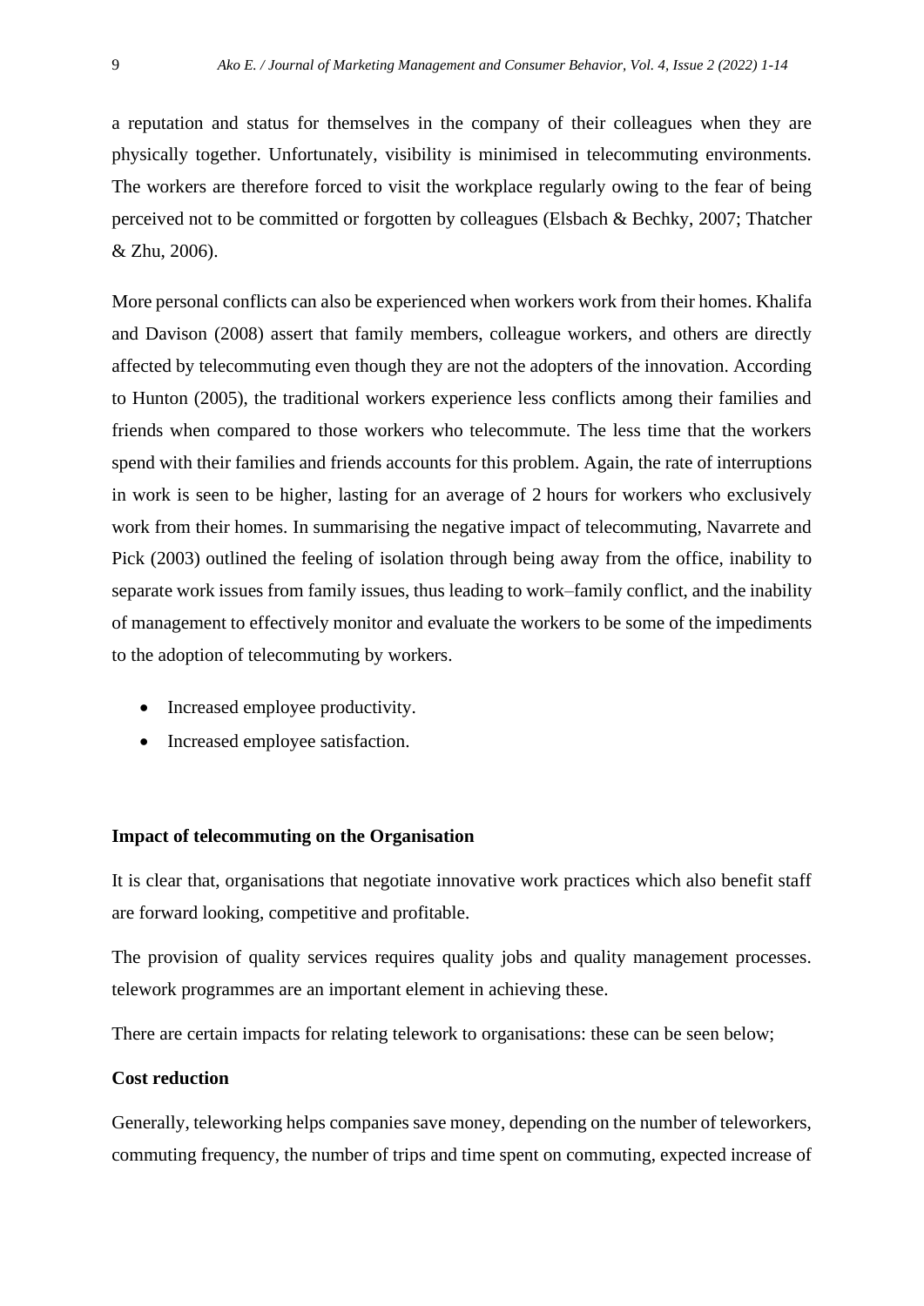a reputation and status for themselves in the company of their colleagues when they are physically together. Unfortunately, visibility is minimised in telecommuting environments. The workers are therefore forced to visit the workplace regularly owing to the fear of being perceived not to be committed or forgotten by colleagues (Elsbach & Bechky, 2007; Thatcher & Zhu, 2006).

More personal conflicts can also be experienced when workers work from their homes. Khalifa and Davison (2008) assert that family members, colleague workers, and others are directly affected by telecommuting even though they are not the adopters of the innovation. According to Hunton (2005), the traditional workers experience less conflicts among their families and friends when compared to those workers who telecommute. The less time that the workers spend with their families and friends accounts for this problem. Again, the rate of interruptions in work is seen to be higher, lasting for an average of 2 hours for workers who exclusively work from their homes. In summarising the negative impact of telecommuting, Navarrete and Pick (2003) outlined the feeling of isolation through being away from the office, inability to separate work issues from family issues, thus leading to work–family conflict, and the inability of management to effectively monitor and evaluate the workers to be some of the impediments to the adoption of telecommuting by workers.

- Increased employee productivity.
- Increased employee satisfaction.

**Impact of telecommuting on the Organisation**

It is clear that, organisations that negotiate innovative work practices which also benefit staff are forward looking, competitive and profitable.

The provision of quality services requires quality jobs and quality management processes. telework programmes are an important element in achieving these.

There are certain impacts for relating telework to organisations: these can be seen below;

**Cost reduction**

Generally, teleworking helps companies save money, depending on the number of teleworkers, commuting frequency, the number of trips and time spent on commuting, expected increase of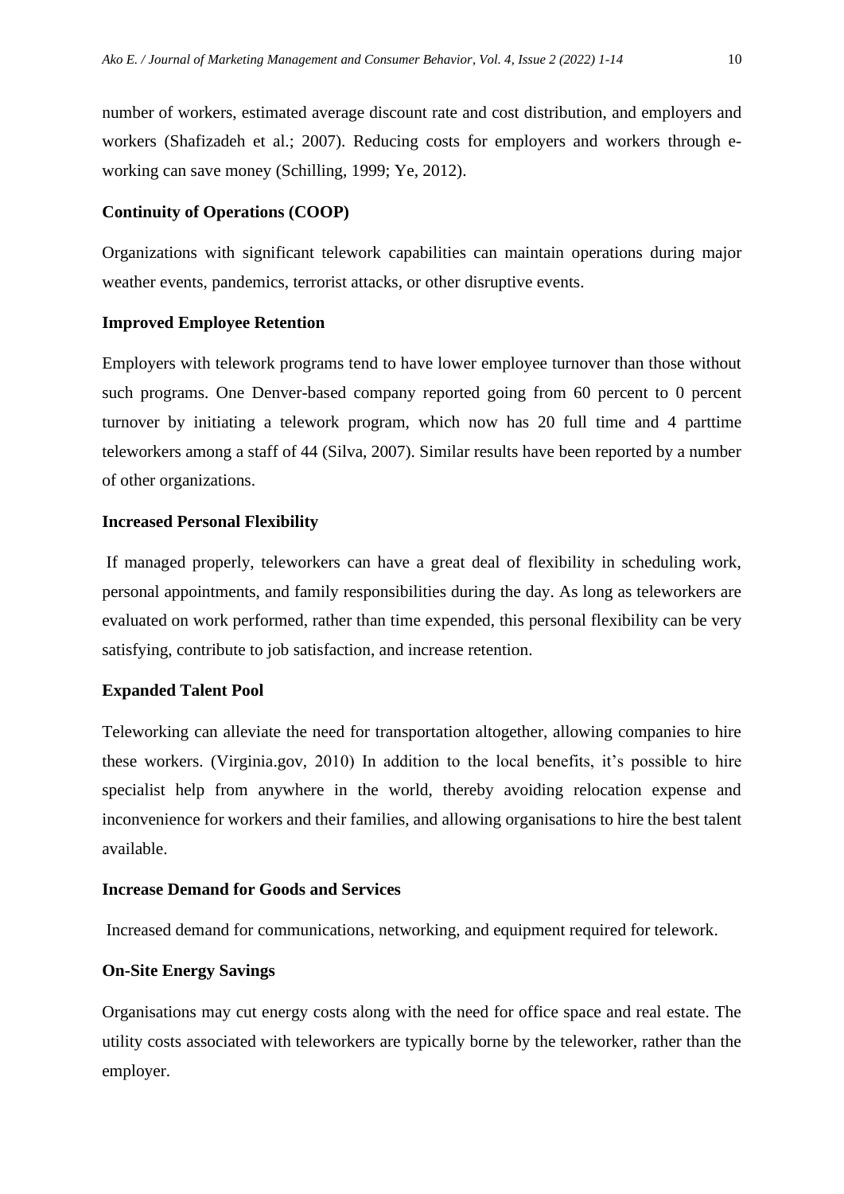number of workers, estimated average discount rate and cost distribution, and employers and workers (Shafizadeh et al.; 2007). Reducing costs for employers and workers through e-working can save money (Schilling, 1999; Ye, 2012).

**Continuity of Operations (COOP)**

Organizations with significant telework capabilities can maintain operations during major weather events, pandemics, terrorist attacks, or other disruptive events.

**Improved Employee Retention**

Employers with telework programs tend to have lower employee turnover than those without such programs. One Denver-based company reported going from 60 percent to 0 percent turnover by initiating a telework program, which now has 20 full time and 4 parttime teleworkers among a staff of 44 (Silva, 2007). Similar results have been reported by a number of other organizations.

**Increased Personal Flexibility**

If managed properly, teleworkers can have a great deal of flexibility in scheduling work, personal appointments, and family responsibilities during the day. As long as teleworkers are evaluated on work performed, rather than time expended, this personal flexibility can be very satisfying, contribute to job satisfaction, and increase retention.

**Expanded Talent Pool**

Teleworking can alleviate the need for transportation altogether, allowing companies to hire these workers. (Virginia.gov, 2010) In addition to the local benefits, it's possible to hire specialist help from anywhere in the world, thereby avoiding relocation expense and inconvenience for workers and their families, and allowing organisations to hire the best talent available.

**Increase Demand for Goods and Services**

Increased demand for communications, networking, and equipment required for telework.

**On-Site Energy Savings**

Organisations may cut energy costs along with the need for office space and real estate. The utility costs associated with teleworkers are typically borne by the teleworker, rather than the employer.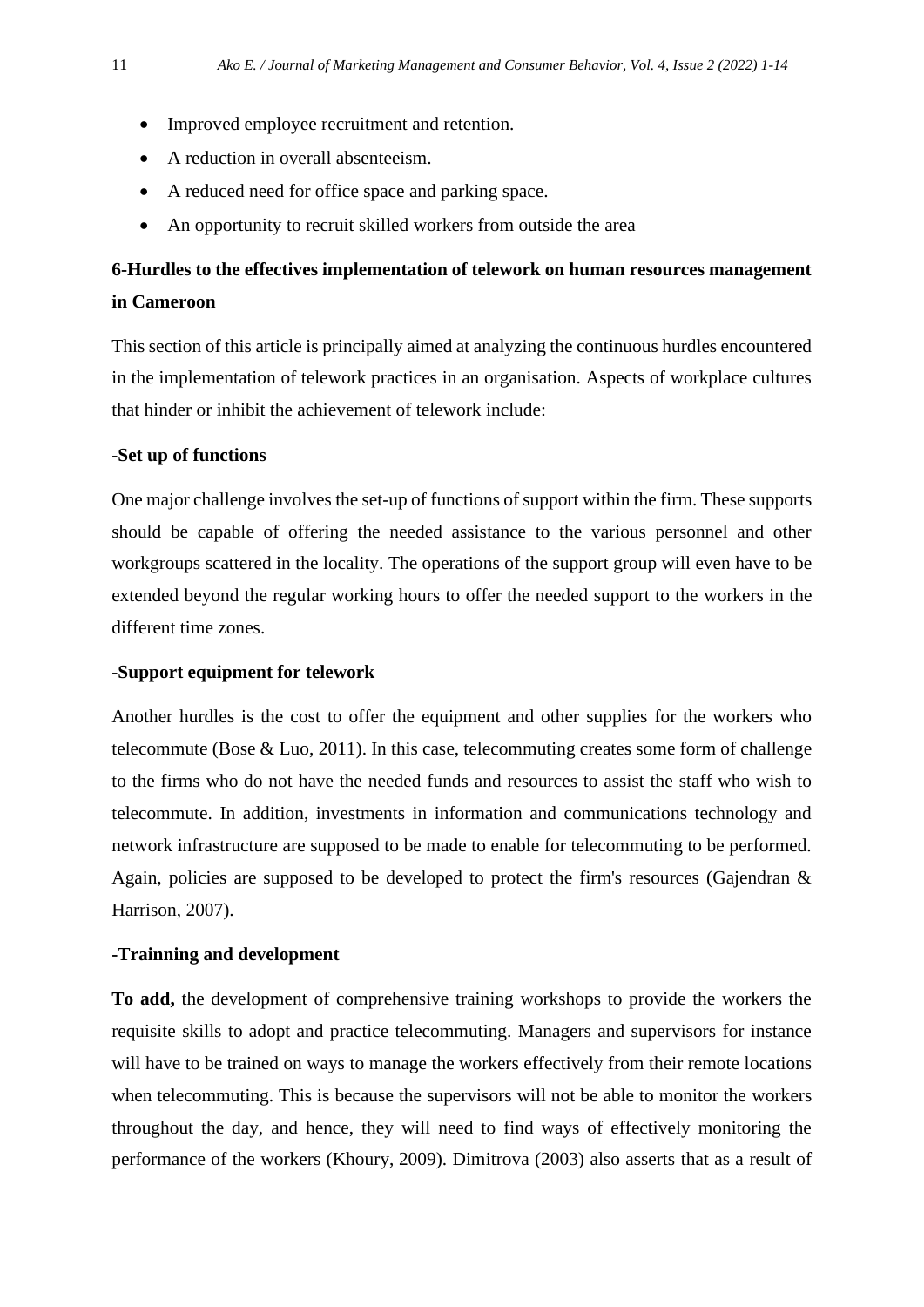- Improved employee recruitment and retention.
- A reduction in overall absenteeism.
- A reduced need for office space and parking space.
- An opportunity to recruit skilled workers from outside the area

## 6-Hurdles to the effectives implementation of telework on human resources management in Cameroon

This section of this article is principally aimed at analyzing the continuous hurdles encountered in the implementation of telework practices in an organisation. Aspects of workplace cultures that hinder or inhibit the achievement of telework include:

### -Set up of functions

One major challenge involves the set-up of functions of support within the firm. These supports should be capable of offering the needed assistance to the various personnel and other workgroups scattered in the locality. The operations of the support group will even have to be extended beyond the regular working hours to offer the needed support to the workers in the different time zones.

### -Support equipment for telework

Another hurdles is the cost to offer the equipment and other supplies for the workers who telecommute (Bose & Luo, 2011). In this case, telecommuting creates some form of challenge to the firms who do not have the needed funds and resources to assist the staff who wish to telecommute. In addition, investments in information and communications technology and network infrastructure are supposed to be made to enable for telecommuting to be performed. Again, policies are supposed to be developed to protect the firm's resources (Gajendran & Harrison, 2007).

### -Trainning and development

**To add,** the development of comprehensive training workshops to provide the workers the requisite skills to adopt and practice telecommuting. Managers and supervisors for instance will have to be trained on ways to manage the workers effectively from their remote locations when telecommuting. This is because the supervisors will not be able to monitor the workers throughout the day, and hence, they will need to find ways of effectively monitoring the performance of the workers (Khoury, 2009). Dimitrova (2003) also asserts that as a result of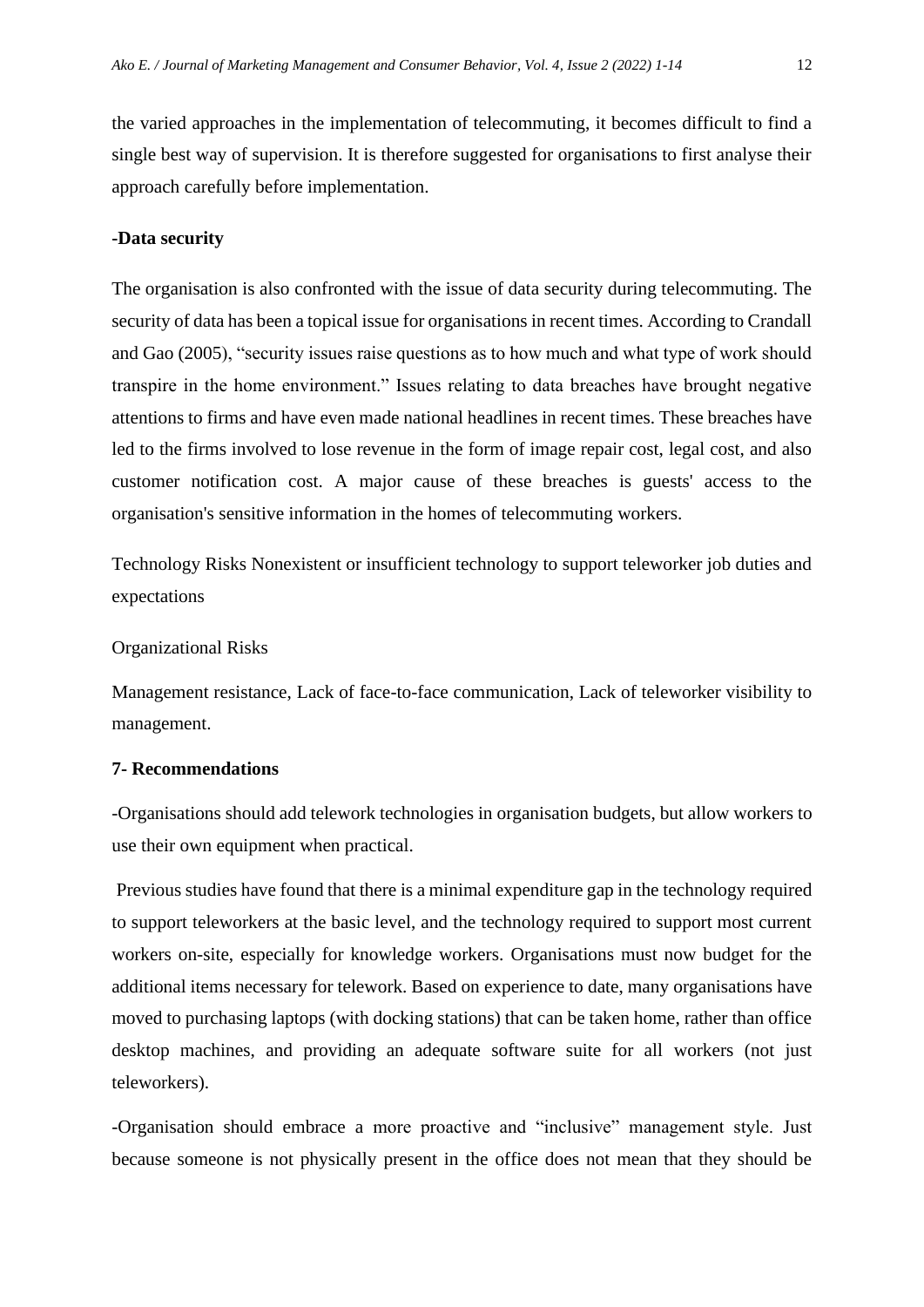the varied approaches in the implementation of telecommuting, it becomes difficult to find a single best way of supervision. It is therefore suggested for organisations to first analyse their approach carefully before implementation.

**-Data security**

The organisation is also confronted with the issue of data security during telecommuting. The security of data has been a topical issue for organisations in recent times. According to Crandall and Gao (2005), "security issues raise questions as to how much and what type of work should transpire in the home environment." Issues relating to data breaches have brought negative attentions to firms and have even made national headlines in recent times. These breaches have led to the firms involved to lose revenue in the form of image repair cost, legal cost, and also customer notification cost. A major cause of these breaches is guests' access to the organisation's sensitive information in the homes of telecommuting workers.

Technology Risks Nonexistent or insufficient technology to support teleworker job duties and expectations

Organizational Risks

Management resistance, Lack of face-to-face communication, Lack of teleworker visibility to management.

**7- Recommendations**

-Organisations should add telework technologies in organisation budgets, but allow workers to use their own equipment when practical.

Previous studies have found that there is a minimal expenditure gap in the technology required to support teleworkers at the basic level, and the technology required to support most current workers on-site, especially for knowledge workers. Organisations must now budget for the additional items necessary for telework. Based on experience to date, many organisations have moved to purchasing laptops (with docking stations) that can be taken home, rather than office desktop machines, and providing an adequate software suite for all workers (not just teleworkers).

-Organisation should embrace a more proactive and "inclusive" management style. Just because someone is not physically present in the office does not mean that they should be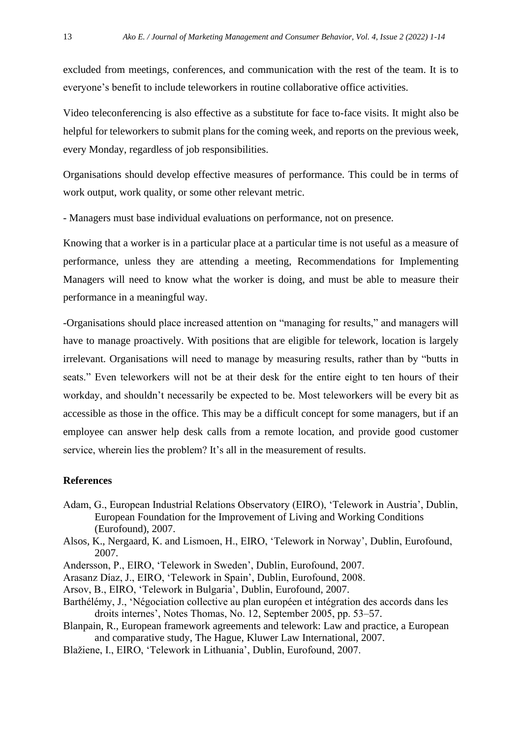excluded from meetings, conferences, and communication with the rest of the team. It is to everyone's benefit to include teleworkers in routine collaborative office activities.

Video teleconferencing is also effective as a substitute for face to-face visits. It might also be helpful for teleworkers to submit plans for the coming week, and reports on the previous week, every Monday, regardless of job responsibilities.

Organisations should develop effective measures of performance. This could be in terms of work output, work quality, or some other relevant metric.

- Managers must base individual evaluations on performance, not on presence.

Knowing that a worker is in a particular place at a particular time is not useful as a measure of performance, unless they are attending a meeting, Recommendations for Implementing Managers will need to know what the worker is doing, and must be able to measure their performance in a meaningful way.

-Organisations should place increased attention on "managing for results," and managers will have to manage proactively. With positions that are eligible for telework, location is largely irrelevant. Organisations will need to manage by measuring results, rather than by "butts in seats." Even teleworkers will not be at their desk for the entire eight to ten hours of their workday, and shouldn't necessarily be expected to be. Most teleworkers will be every bit as accessible as those in the office. This may be a difficult concept for some managers, but if an employee can answer help desk calls from a remote location, and provide good customer service, wherein lies the problem? It's all in the measurement of results.

### References

Adam, G., European Industrial Relations Observatory (EIRO), 'Telework in Austria', Dublin, European Foundation for the Improvement of Living and Working Conditions (Eurofound), 2007.

Alsos, K., Nergaard, K. and Lismoen, H., EIRO, 'Telework in Norway', Dublin, Eurofound, 2007.

Andersson, P., EIRO, 'Telework in Sweden', Dublin, Eurofound, 2007.

Arasanz Díaz, J., EIRO, 'Telework in Spain', Dublin, Eurofound, 2008.

Arsov, B., EIRO, 'Telework in Bulgaria', Dublin, Eurofound, 2007.

Barthélémy, J., 'Négociation collective au plan européen et intégration des accords dans les droits internes', Notes Thomas, No. 12, September 2005, pp. 53–57.

Blanpain, R., European framework agreements and telework: Law and practice, a European and comparative study, The Hague, Kluwer Law International, 2007.

Blažiene, I., EIRO, 'Telework in Lithuania', Dublin, Eurofound, 2007.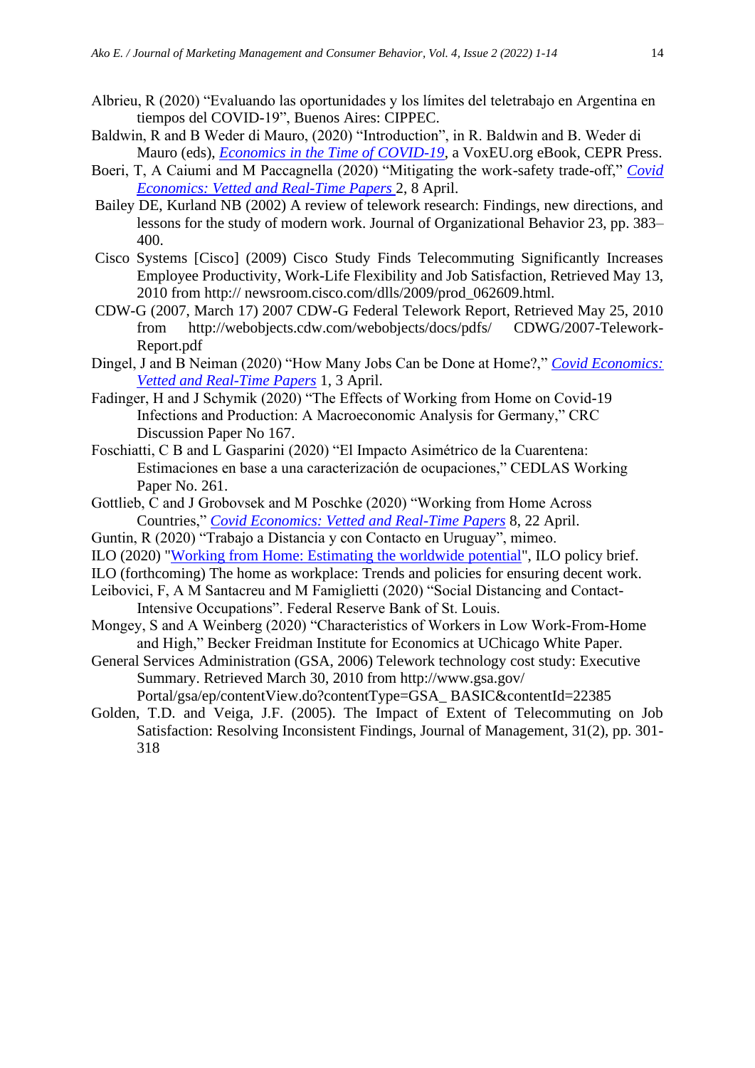Albrieu, R (2020) "Evaluando las oportunidades y los límites del teletrabajo en Argentina en tiempos del COVID-19", Buenos Aires: CIPPEC.

Baldwin, R and B Weder di Mauro, (2020) "Introduction", in R. Baldwin and B. Weder di Mauro (eds), *Economics in the Time of COVID-19*, a VoxEU.org eBook, CEPR Press.

Boeri, T, A Caiumi and M Paccagnella (2020) "Mitigating the work-safety trade-off," *Covid Economics: Vetted and Real-Time Papers* 2, 8 April.

Bailey DE, Kurland NB (2002) A review of telework research: Findings, new directions, and lessons for the study of modern work. Journal of Organizational Behavior 23, pp. 383–400.

Cisco Systems [Cisco] (2009) Cisco Study Finds Telecommuting Significantly Increases Employee Productivity, Work-Life Flexibility and Job Satisfaction, Retrieved May 13, 2010 from http:// newsroom.cisco.com/dlls/2009/prod_062609.html.

CDW-G (2007, March 17) 2007 CDW-G Federal Telework Report, Retrieved May 25, 2010 from http://webobjects.cdw.com/webobjects/docs/pdfs/ CDWG/2007-Telework-Report.pdf

Dingel, J and B Neiman (2020) "How Many Jobs Can be Done at Home?," *Covid Economics: Vetted and Real-Time Papers* 1, 3 April.

Fadinger, H and J Schymik (2020) "The Effects of Working from Home on Covid-19 Infections and Production: A Macroeconomic Analysis for Germany," CRC Discussion Paper No 167.

Foschiatti, C B and L Gasparini (2020) "El Impacto Asimétrico de la Cuarentena: Estimaciones en base a una caracterización de ocupaciones," CEDLAS Working Paper No. 261.

Gottlieb, C and J Grobovsek and M Poschke (2020) "Working from Home Across Countries," *Covid Economics: Vetted and Real-Time Papers* 8, 22 April.

Guntin, R (2020) "Trabajo a Distancia y con Contacto en Uruguay", mimeo.

ILO (2020) "Working from Home: Estimating the worldwide potential", ILO policy brief.

ILO (forthcoming) The home as workplace: Trends and policies for ensuring decent work.

Leibovici, F, A M Santacreu and M Famiglietti (2020) "Social Distancing and Contact-Intensive Occupations". Federal Reserve Bank of St. Louis.

Mongey, S and A Weinberg (2020) "Characteristics of Workers in Low Work-From-Home and High," Becker Freidman Institute for Economics at UChicago White Paper.

General Services Administration (GSA, 2006) Telework technology cost study: Executive Summary. Retrieved March 30, 2010 from http://www.gsa.gov/ Portal/gsa/ep/contentView.do?contentType=GSA_ BASIC&contentId=22385

Golden, T.D. and Veiga, J.F. (2005). The Impact of Extent of Telecommuting on Job Satisfaction: Resolving Inconsistent Findings, Journal of Management, 31(2), pp. 301-318